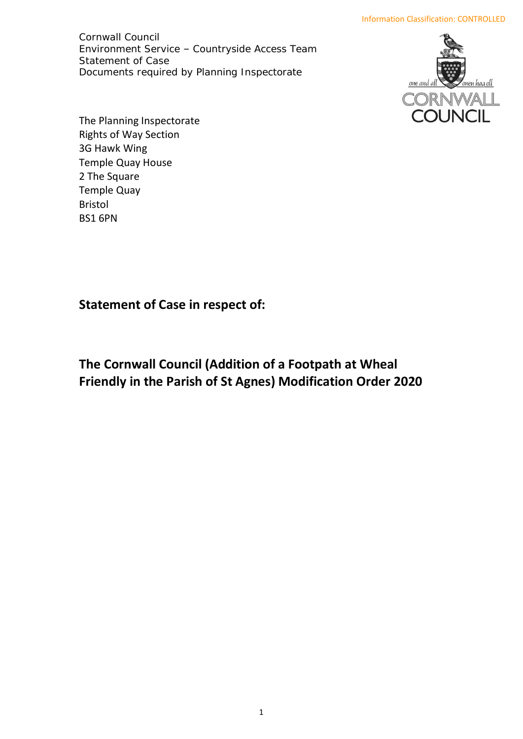Information Classification: CONTROLLED

Cornwall Council
Environment Service – Countryside Access Team
Statement of Case
Documents required by Planning Inspectorate

The Planning Inspectorate
Rights of Way Section
3G Hawk Wing
Temple Quay House
2 The Square
Temple Quay
Bristol
BS1 6PN

## Statement of Case in respect of:

# The Cornwall Council (Addition of a Footpath at Wheal Friendly in the Parish of St Agnes) Modification Order 2020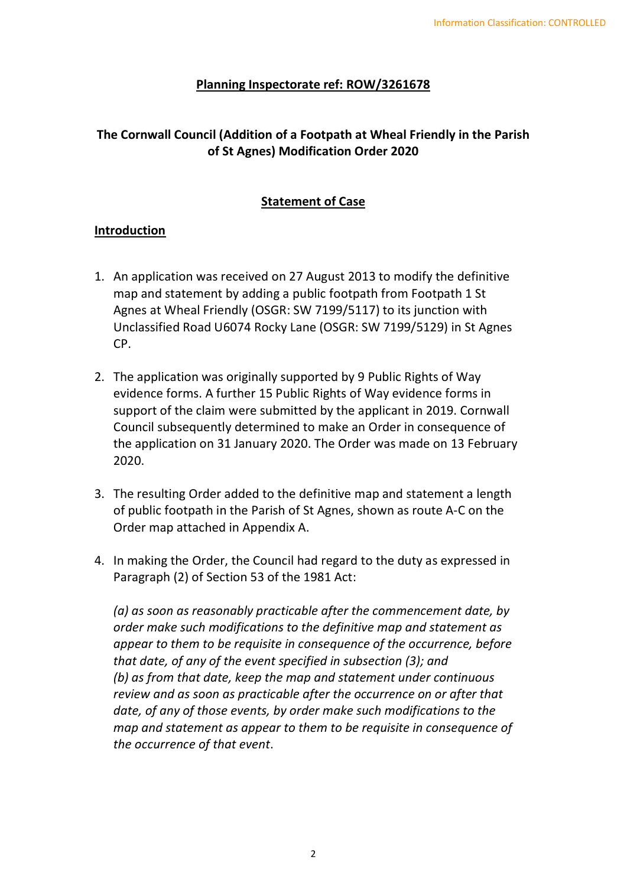**Planning Inspectorate ref: ROW/3261678**

**The Cornwall Council (Addition of a Footpath at Wheal Friendly in the Parish of St Agnes) Modification Order 2020**

**Statement of Case**

**Introduction**

1. An application was received on 27 August 2013 to modify the definitive map and statement by adding a public footpath from Footpath 1 St Agnes at Wheal Friendly (OSGR: SW 7199/5117) to its junction with Unclassified Road U6074 Rocky Lane (OSGR: SW 7199/5129) in St Agnes CP.

2. The application was originally supported by 9 Public Rights of Way evidence forms. A further 15 Public Rights of Way evidence forms in support of the claim were submitted by the applicant in 2019. Cornwall Council subsequently determined to make an Order in consequence of the application on 31 January 2020. The Order was made on 13 February 2020.

3. The resulting Order added to the definitive map and statement a length of public footpath in the Parish of St Agnes, shown as route A-C on the Order map attached in Appendix A.

4. In making the Order, the Council had regard to the duty as expressed in Paragraph (2) of Section 53 of the 1981 Act:

   *(a) as soon as reasonably practicable after the commencement date, by order make such modifications to the definitive map and statement as appear to them to be requisite in consequence of the occurrence, before that date, of any of the event specified in subsection (3); and*
   *(b) as from that date, keep the map and statement under continuous review and as soon as practicable after the occurrence on or after that date, of any of those events, by order make such modifications to the map and statement as appear to them to be requisite in consequence of the occurrence of that event.*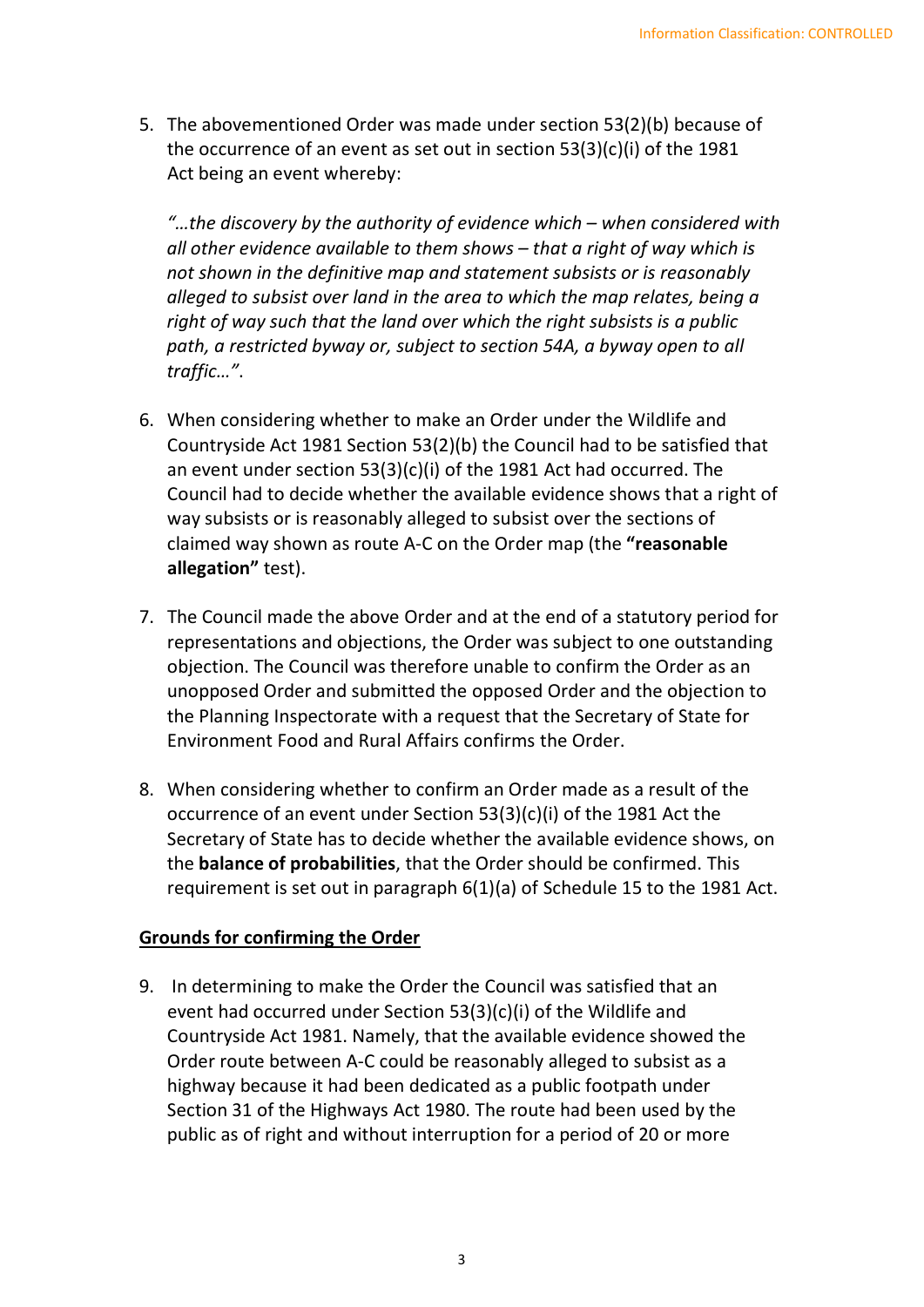5. The abovementioned Order was made under section 53(2)(b) because of the occurrence of an event as set out in section 53(3)(c)(i) of the 1981 Act being an event whereby:

   *"…the discovery by the authority of evidence which – when considered with all other evidence available to them shows – that a right of way which is not shown in the definitive map and statement subsists or is reasonably alleged to subsist over land in the area to which the map relates, being a right of way such that the land over which the right subsists is a public path, a restricted byway or, subject to section 54A, a byway open to all traffic…"*.

6. When considering whether to make an Order under the Wildlife and Countryside Act 1981 Section 53(2)(b) the Council had to be satisfied that an event under section 53(3)(c)(i) of the 1981 Act had occurred. The Council had to decide whether the available evidence shows that a right of way subsists or is reasonably alleged to subsist over the sections of claimed way shown as route A-C on the Order map (the **"reasonable allegation"** test).

7. The Council made the above Order and at the end of a statutory period for representations and objections, the Order was subject to one outstanding objection. The Council was therefore unable to confirm the Order as an unopposed Order and submitted the opposed Order and the objection to the Planning Inspectorate with a request that the Secretary of State for Environment Food and Rural Affairs confirms the Order.

8. When considering whether to confirm an Order made as a result of the occurrence of an event under Section 53(3)(c)(i) of the 1981 Act the Secretary of State has to decide whether the available evidence shows, on the **balance of probabilities**, that the Order should be confirmed. This requirement is set out in paragraph 6(1)(a) of Schedule 15 to the 1981 Act.

## Grounds for confirming the Order

9. In determining to make the Order the Council was satisfied that an event had occurred under Section 53(3)(c)(i) of the Wildlife and Countryside Act 1981. Namely, that the available evidence showed the Order route between A-C could be reasonably alleged to subsist as a highway because it had been dedicated as a public footpath under Section 31 of the Highways Act 1980. The route had been used by the public as of right and without interruption for a period of 20 or more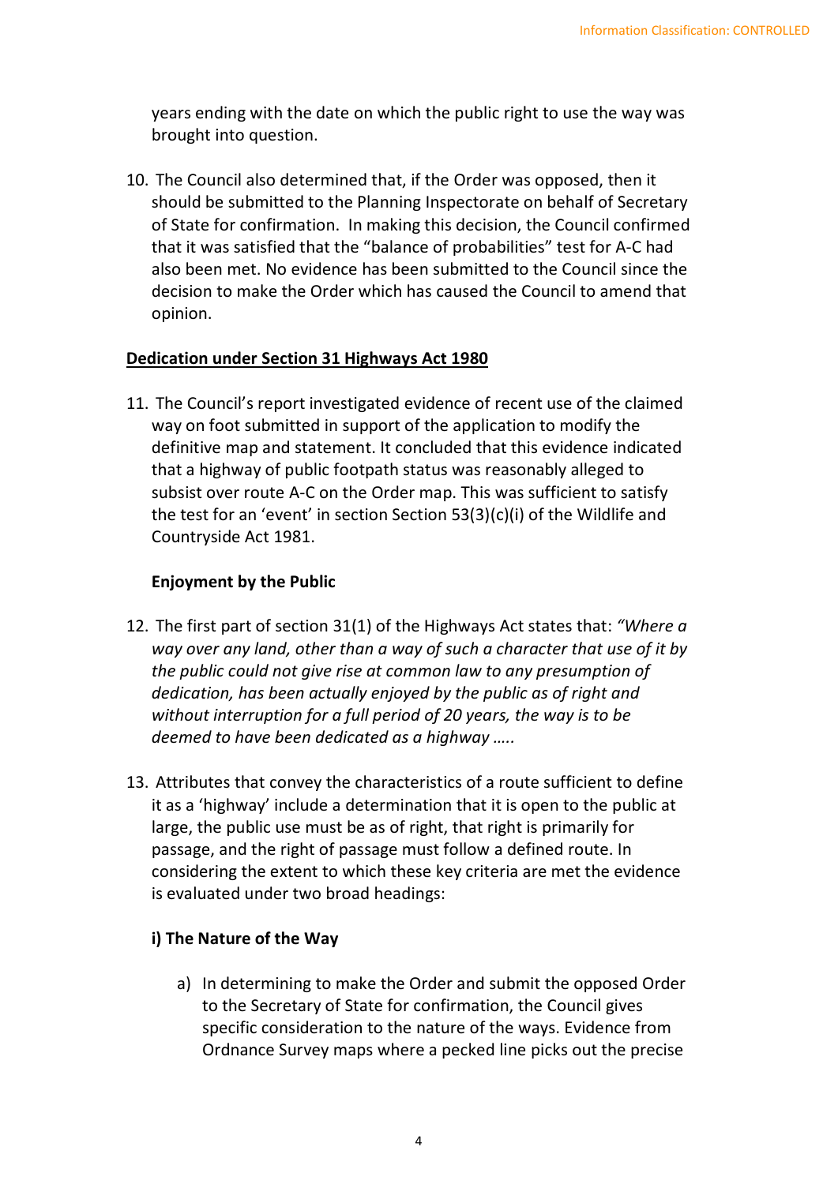years ending with the date on which the public right to use the way was brought into question.

10. The Council also determined that, if the Order was opposed, then it should be submitted to the Planning Inspectorate on behalf of Secretary of State for confirmation. In making this decision, the Council confirmed that it was satisfied that the "balance of probabilities" test for A-C had also been met. No evidence has been submitted to the Council since the decision to make the Order which has caused the Council to amend that opinion.

**Dedication under Section 31 Highways Act 1980**

11. The Council's report investigated evidence of recent use of the claimed way on foot submitted in support of the application to modify the definitive map and statement. It concluded that this evidence indicated that a highway of public footpath status was reasonably alleged to subsist over route A-C on the Order map. This was sufficient to satisfy the test for an 'event' in section Section 53(3)(c)(i) of the Wildlife and Countryside Act 1981.

**Enjoyment by the Public**

12. The first part of section 31(1) of the Highways Act states that: *"Where a way over any land, other than a way of such a character that use of it by the public could not give rise at common law to any presumption of dedication, has been actually enjoyed by the public as of right and without interruption for a full period of 20 years, the way is to be deemed to have been dedicated as a highway …..*

13. Attributes that convey the characteristics of a route sufficient to define it as a 'highway' include a determination that it is open to the public at large, the public use must be as of right, that right is primarily for passage, and the right of passage must follow a defined route. In considering the extent to which these key criteria are met the evidence is evaluated under two broad headings:

**i) The Nature of the Way**

a) In determining to make the Order and submit the opposed Order to the Secretary of State for confirmation, the Council gives specific consideration to the nature of the ways. Evidence from Ordnance Survey maps where a pecked line picks out the precise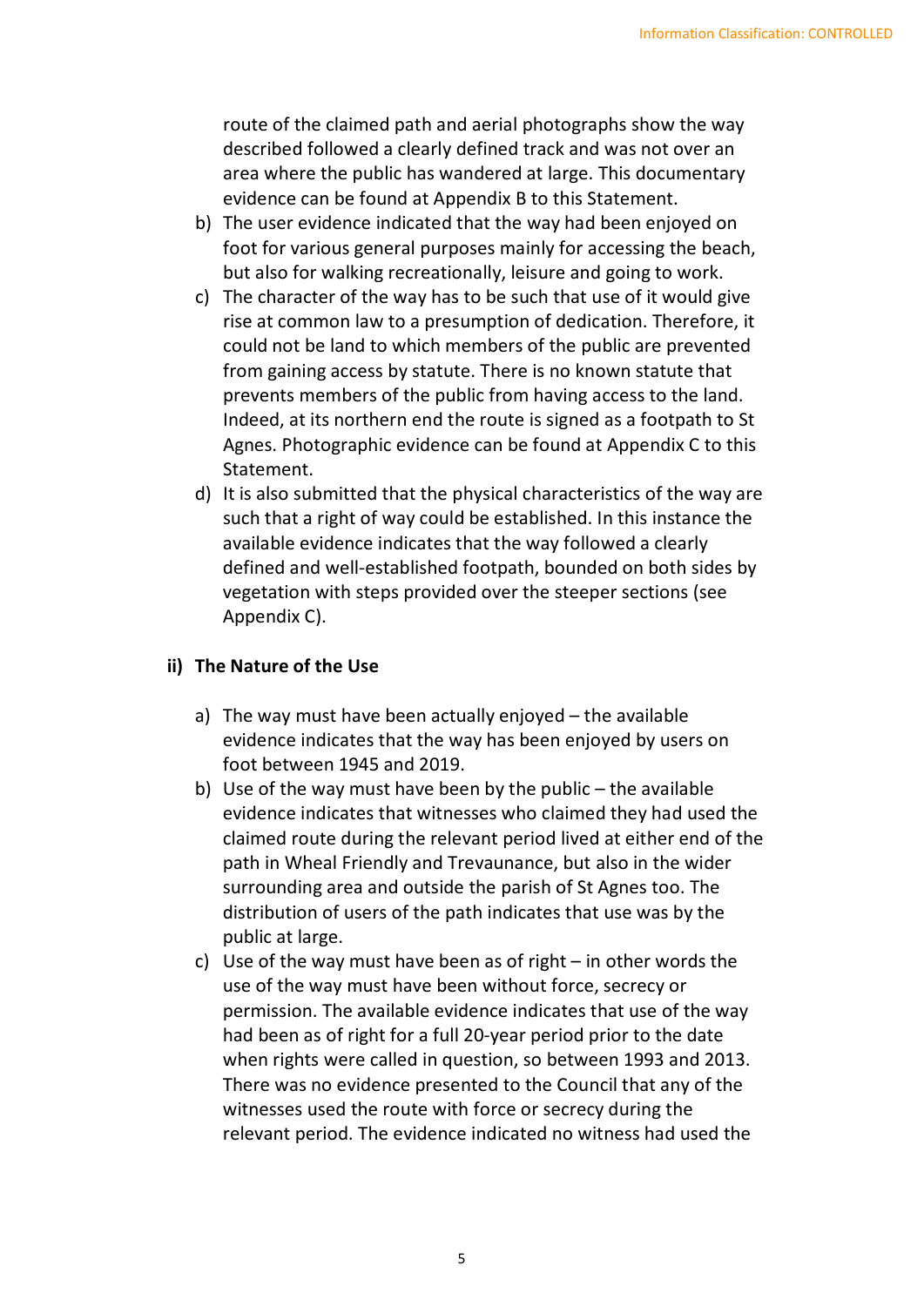route of the claimed path and aerial photographs show the way described followed a clearly defined track and was not over an area where the public has wandered at large. This documentary evidence can be found at Appendix B to this Statement.

b) The user evidence indicated that the way had been enjoyed on foot for various general purposes mainly for accessing the beach, but also for walking recreationally, leisure and going to work.

c) The character of the way has to be such that use of it would give rise at common law to a presumption of dedication. Therefore, it could not be land to which members of the public are prevented from gaining access by statute. There is no known statute that prevents members of the public from having access to the land. Indeed, at its northern end the route is signed as a footpath to St Agnes. Photographic evidence can be found at Appendix C to this Statement.

d) It is also submitted that the physical characteristics of the way are such that a right of way could be established. In this instance the available evidence indicates that the way followed a clearly defined and well-established footpath, bounded on both sides by vegetation with steps provided over the steeper sections (see Appendix C).

### ii) The Nature of the Use

a) The way must have been actually enjoyed – the available evidence indicates that the way has been enjoyed by users on foot between 1945 and 2019.

b) Use of the way must have been by the public – the available evidence indicates that witnesses who claimed they had used the claimed route during the relevant period lived at either end of the path in Wheal Friendly and Trevaunance, but also in the wider surrounding area and outside the parish of St Agnes too. The distribution of users of the path indicates that use was by the public at large.

c) Use of the way must have been as of right – in other words the use of the way must have been without force, secrecy or permission. The available evidence indicates that use of the way had been as of right for a full 20-year period prior to the date when rights were called in question, so between 1993 and 2013. There was no evidence presented to the Council that any of the witnesses used the route with force or secrecy during the relevant period. The evidence indicated no witness had used the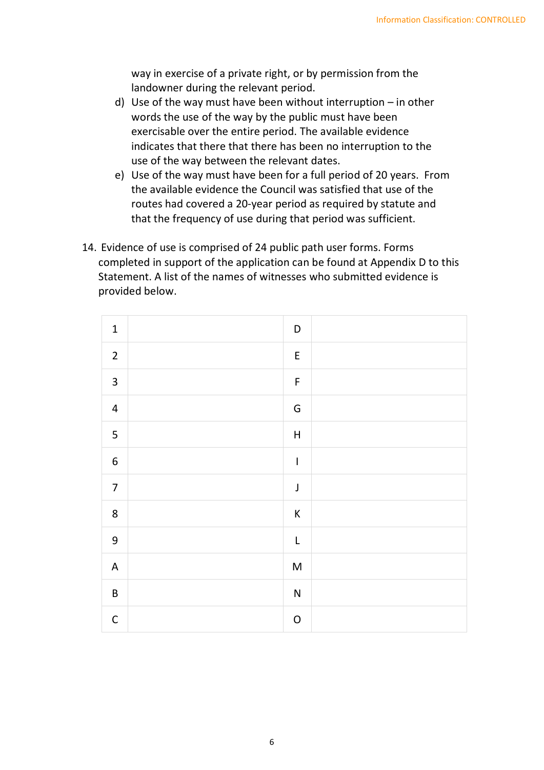way in exercise of a private right, or by permission from the landowner during the relevant period.

d) Use of the way must have been without interruption – in other words the use of the way by the public must have been exercisable over the entire period. The available evidence indicates that there that there has been no interruption to the use of the way between the relevant dates.

e) Use of the way must have been for a full period of 20 years. From the available evidence the Council was satisfied that use of the routes had covered a 20-year period as required by statute and that the frequency of use during that period was sufficient.

14. Evidence of use is comprised of 24 public path user forms. Forms completed in support of the application can be found at Appendix D to this Statement. A list of the names of witnesses who submitted evidence is provided below.

| | | | |
|---|---|---|---|
| 1 | | D | |
| 2 | | E | |
| 3 | | F | |
| 4 | | G | |
| 5 | | H | |
| 6 | | I | |
| 7 | | J | |
| 8 | | K | |
| 9 | | L | |
| A | | M | |
| B | | N | |
| C | | O | |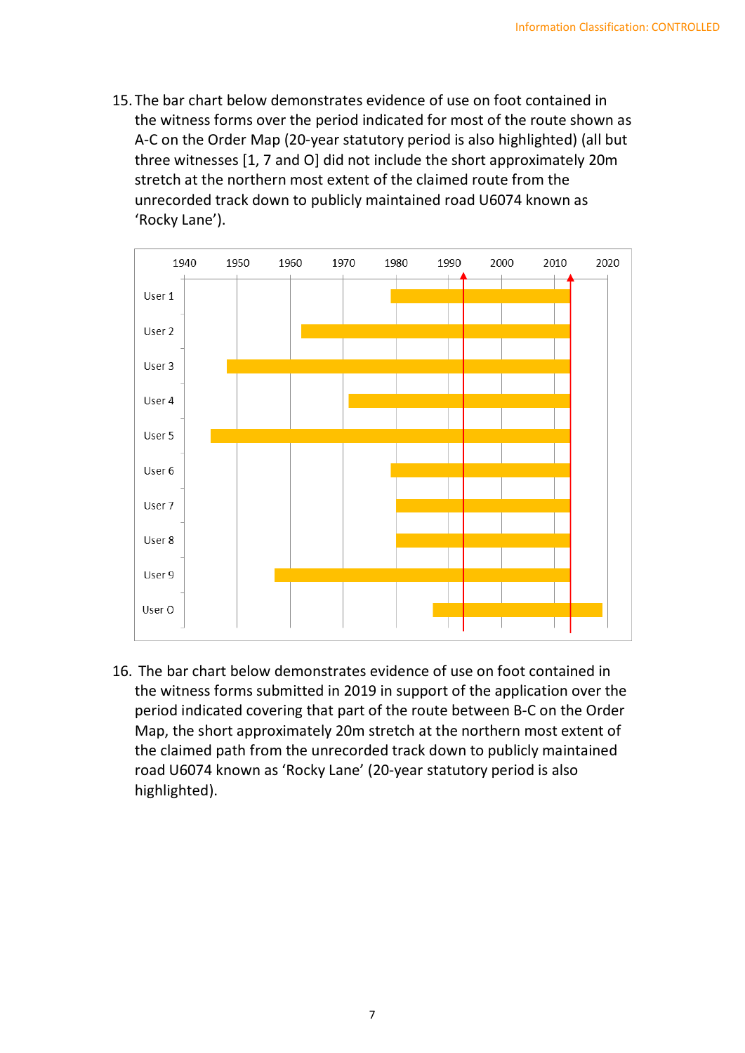15. The bar chart below demonstrates evidence of use on foot contained in the witness forms over the period indicated for most of the route shown as A-C on the Order Map (20-year statutory period is also highlighted) (all but three witnesses [1, 7 and O] did not include the short approximately 20m stretch at the northern most extent of the claimed route from the unrecorded track down to publicly maintained road U6074 known as 'Rocky Lane').

16. The bar chart below demonstrates evidence of use on foot contained in the witness forms submitted in 2019 in support of the application over the period indicated covering that part of the route between B-C on the Order Map, the short approximately 20m stretch at the northern most extent of the claimed path from the unrecorded track down to publicly maintained road U6074 known as 'Rocky Lane' (20-year statutory period is also highlighted).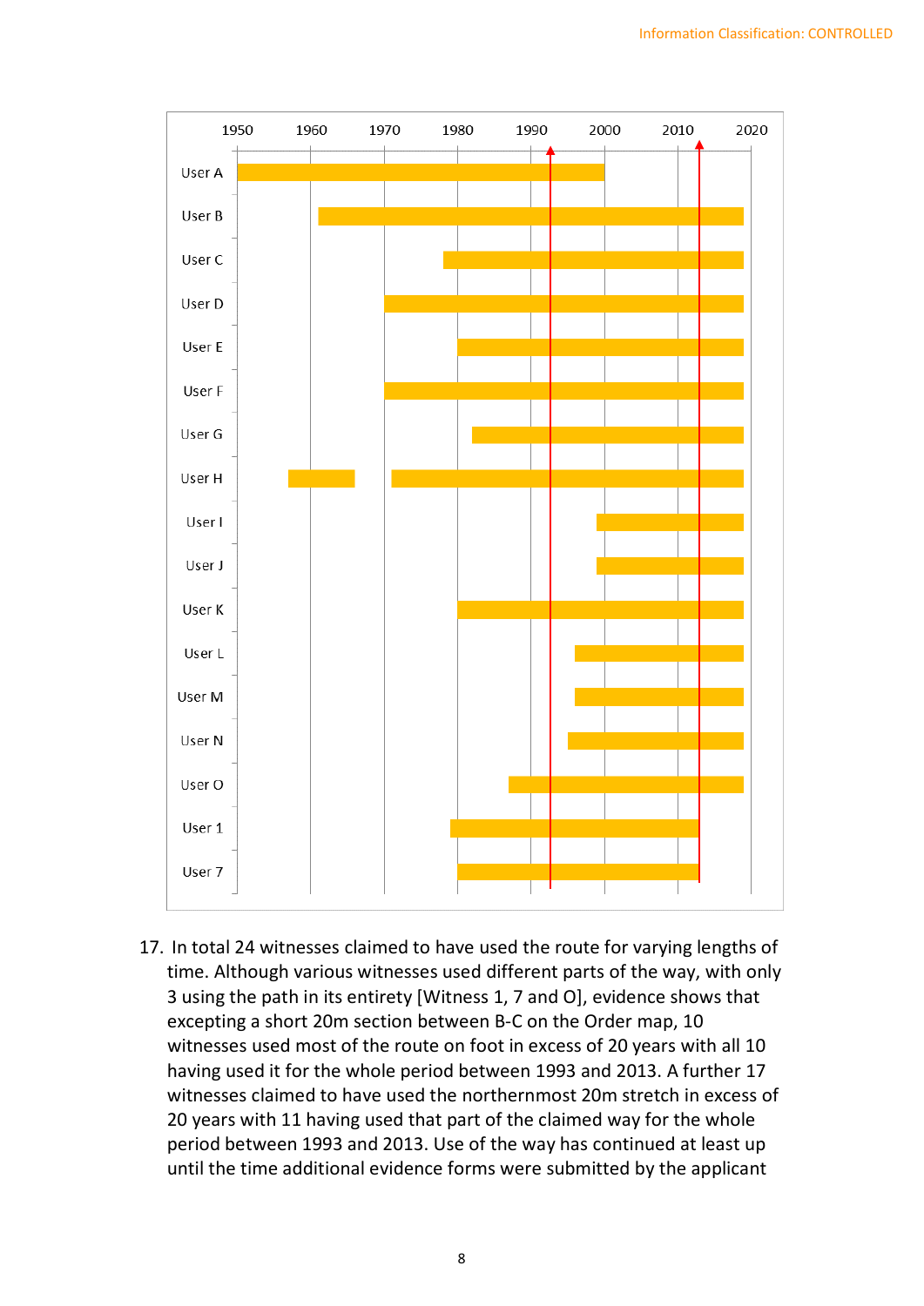17. In total 24 witnesses claimed to have used the route for varying lengths of time. Although various witnesses used different parts of the way, with only 3 using the path in its entirety [Witness 1, 7 and O], evidence shows that excepting a short 20m section between B-C on the Order map, 10 witnesses used most of the route on foot in excess of 20 years with all 10 having used it for the whole period between 1993 and 2013. A further 17 witnesses claimed to have used the northernmost 20m stretch in excess of 20 years with 11 having used that part of the claimed way for the whole period between 1993 and 2013. Use of the way has continued at least up until the time additional evidence forms were submitted by the applicant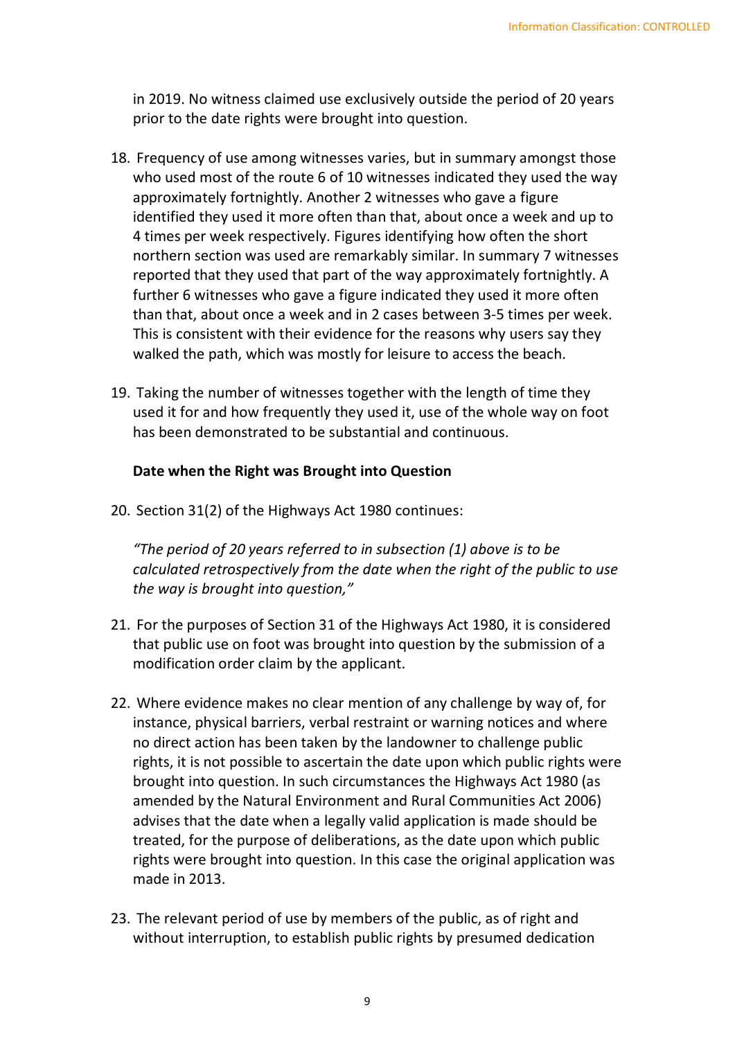in 2019. No witness claimed use exclusively outside the period of 20 years prior to the date rights were brought into question.

18. Frequency of use among witnesses varies, but in summary amongst those who used most of the route 6 of 10 witnesses indicated they used the way approximately fortnightly. Another 2 witnesses who gave a figure identified they used it more often than that, about once a week and up to 4 times per week respectively. Figures identifying how often the short northern section was used are remarkably similar. In summary 7 witnesses reported that they used that part of the way approximately fortnightly. A further 6 witnesses who gave a figure indicated they used it more often than that, about once a week and in 2 cases between 3-5 times per week. This is consistent with their evidence for the reasons why users say they walked the path, which was mostly for leisure to access the beach.

19. Taking the number of witnesses together with the length of time they used it for and how frequently they used it, use of the whole way on foot has been demonstrated to be substantial and continuous.

**Date when the Right was Brought into Question**

20. Section 31(2) of the Highways Act 1980 continues:

    *"The period of 20 years referred to in subsection (1) above is to be calculated retrospectively from the date when the right of the public to use the way is brought into question,"*

21. For the purposes of Section 31 of the Highways Act 1980, it is considered that public use on foot was brought into question by the submission of a modification order claim by the applicant.

22. Where evidence makes no clear mention of any challenge by way of, for instance, physical barriers, verbal restraint or warning notices and where no direct action has been taken by the landowner to challenge public rights, it is not possible to ascertain the date upon which public rights were brought into question. In such circumstances the Highways Act 1980 (as amended by the Natural Environment and Rural Communities Act 2006) advises that the date when a legally valid application is made should be treated, for the purpose of deliberations, as the date upon which public rights were brought into question. In this case the original application was made in 2013.

23. The relevant period of use by members of the public, as of right and without interruption, to establish public rights by presumed dedication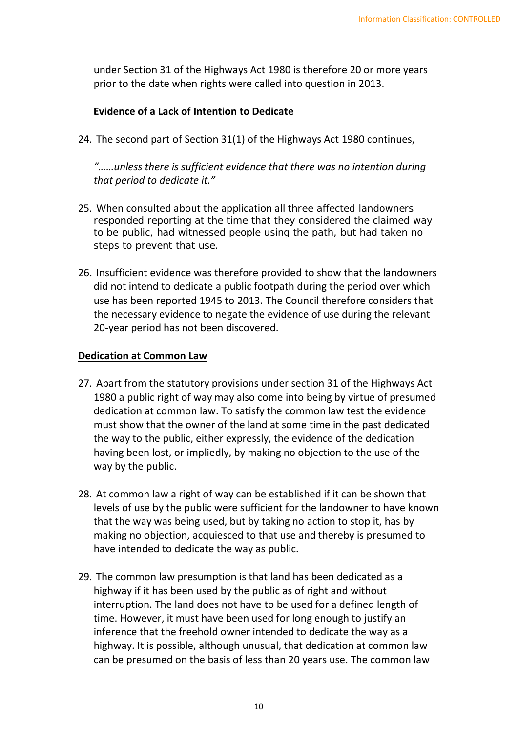under Section 31 of the Highways Act 1980 is therefore 20 or more years prior to the date when rights were called into question in 2013.

**Evidence of a Lack of Intention to Dedicate**

24. The second part of Section 31(1) of the Highways Act 1980 continues,

    *"……unless there is sufficient evidence that there was no intention during that period to dedicate it."*

25. When consulted about the application all three affected landowners responded reporting at the time that they considered the claimed way to be public, had witnessed people using the path, but had taken no steps to prevent that use.

26. Insufficient evidence was therefore provided to show that the landowners did not intend to dedicate a public footpath during the period over which use has been reported 1945 to 2013. The Council therefore considers that the necessary evidence to negate the evidence of use during the relevant 20-year period has not been discovered.

**Dedication at Common Law**

27. Apart from the statutory provisions under section 31 of the Highways Act 1980 a public right of way may also come into being by virtue of presumed dedication at common law. To satisfy the common law test the evidence must show that the owner of the land at some time in the past dedicated the way to the public, either expressly, the evidence of the dedication having been lost, or impliedly, by making no objection to the use of the way by the public.

28. At common law a right of way can be established if it can be shown that levels of use by the public were sufficient for the landowner to have known that the way was being used, but by taking no action to stop it, has by making no objection, acquiesced to that use and thereby is presumed to have intended to dedicate the way as public.

29. The common law presumption is that land has been dedicated as a highway if it has been used by the public as of right and without interruption. The land does not have to be used for a defined length of time. However, it must have been used for long enough to justify an inference that the freehold owner intended to dedicate the way as a highway. It is possible, although unusual, that dedication at common law can be presumed on the basis of less than 20 years use. The common law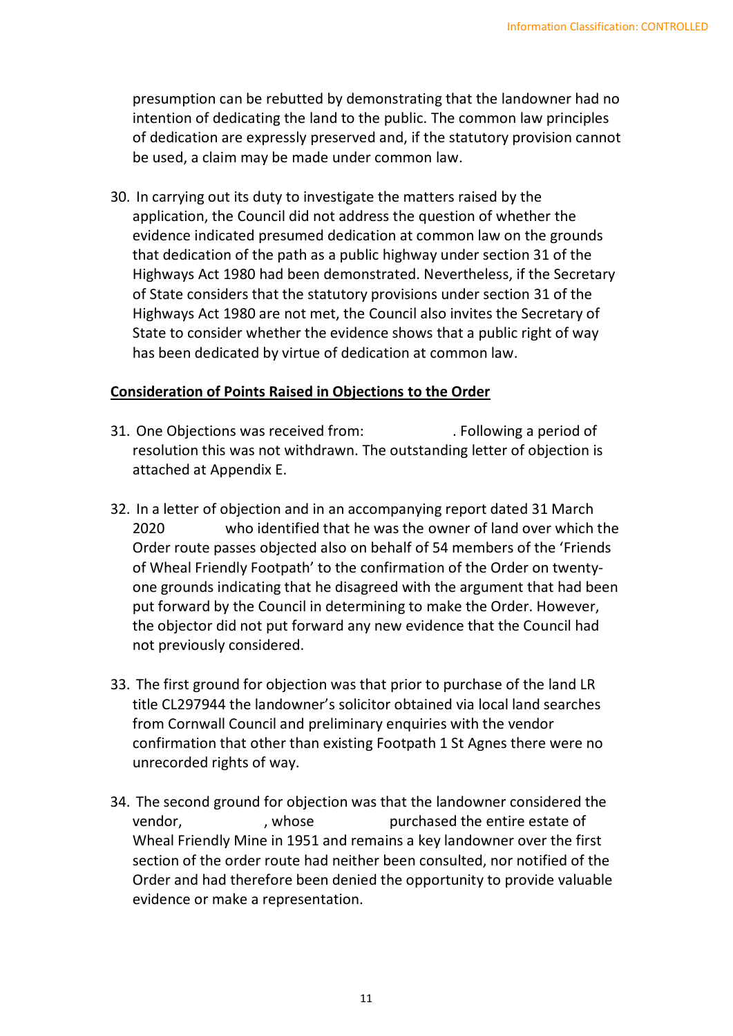presumption can be rebutted by demonstrating that the landowner had no intention of dedicating the land to the public. The common law principles of dedication are expressly preserved and, if the statutory provision cannot be used, a claim may be made under common law.

30. In carrying out its duty to investigate the matters raised by the application, the Council did not address the question of whether the evidence indicated presumed dedication at common law on the grounds that dedication of the path as a public highway under section 31 of the Highways Act 1980 had been demonstrated. Nevertheless, if the Secretary of State considers that the statutory provisions under section 31 of the Highways Act 1980 are not met, the Council also invites the Secretary of State to consider whether the evidence shows that a public right of way has been dedicated by virtue of dedication at common law.

**Consideration of Points Raised in Objections to the Order**

31. One Objections was received from: . Following a period of resolution this was not withdrawn. The outstanding letter of objection is attached at Appendix E.

32. In a letter of objection and in an accompanying report dated 31 March 2020 who identified that he was the owner of land over which the Order route passes objected also on behalf of 54 members of the 'Friends of Wheal Friendly Footpath' to the confirmation of the Order on twenty-one grounds indicating that he disagreed with the argument that had been put forward by the Council in determining to make the Order. However, the objector did not put forward any new evidence that the Council had not previously considered.

33. The first ground for objection was that prior to purchase of the land LR title CL297944 the landowner's solicitor obtained via local land searches from Cornwall Council and preliminary enquiries with the vendor confirmation that other than existing Footpath 1 St Agnes there were no unrecorded rights of way.

34. The second ground for objection was that the landowner considered the vendor, , whose purchased the entire estate of Wheal Friendly Mine in 1951 and remains a key landowner over the first section of the order route had neither been consulted, nor notified of the Order and had therefore been denied the opportunity to provide valuable evidence or make a representation.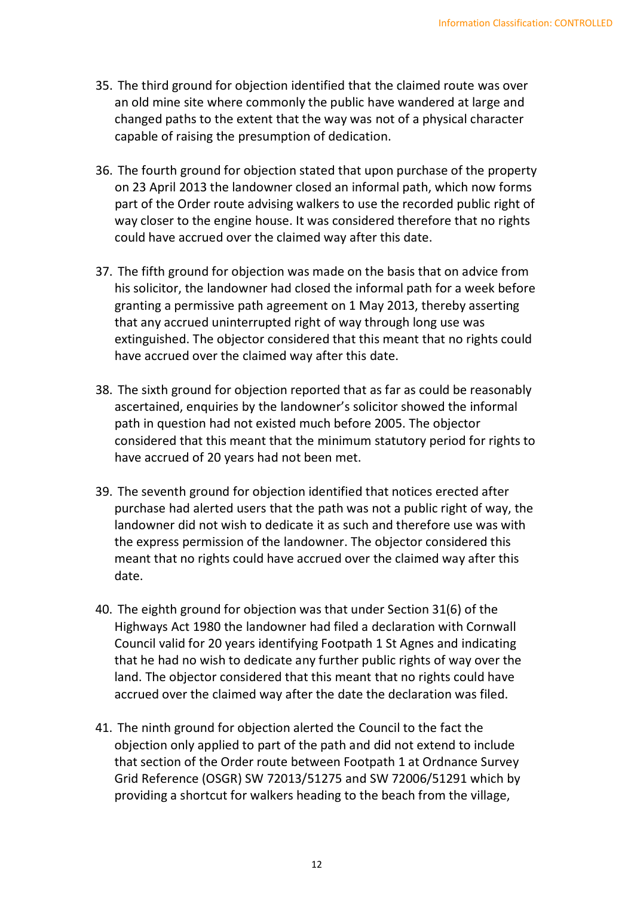35. The third ground for objection identified that the claimed route was over an old mine site where commonly the public have wandered at large and changed paths to the extent that the way was not of a physical character capable of raising the presumption of dedication.

36. The fourth ground for objection stated that upon purchase of the property on 23 April 2013 the landowner closed an informal path, which now forms part of the Order route advising walkers to use the recorded public right of way closer to the engine house. It was considered therefore that no rights could have accrued over the claimed way after this date.

37. The fifth ground for objection was made on the basis that on advice from his solicitor, the landowner had closed the informal path for a week before granting a permissive path agreement on 1 May 2013, thereby asserting that any accrued uninterrupted right of way through long use was extinguished. The objector considered that this meant that no rights could have accrued over the claimed way after this date.

38. The sixth ground for objection reported that as far as could be reasonably ascertained, enquiries by the landowner's solicitor showed the informal path in question had not existed much before 2005. The objector considered that this meant that the minimum statutory period for rights to have accrued of 20 years had not been met.

39. The seventh ground for objection identified that notices erected after purchase had alerted users that the path was not a public right of way, the landowner did not wish to dedicate it as such and therefore use was with the express permission of the landowner. The objector considered this meant that no rights could have accrued over the claimed way after this date.

40. The eighth ground for objection was that under Section 31(6) of the Highways Act 1980 the landowner had filed a declaration with Cornwall Council valid for 20 years identifying Footpath 1 St Agnes and indicating that he had no wish to dedicate any further public rights of way over the land. The objector considered that this meant that no rights could have accrued over the claimed way after the date the declaration was filed.

41. The ninth ground for objection alerted the Council to the fact the objection only applied to part of the path and did not extend to include that section of the Order route between Footpath 1 at Ordnance Survey Grid Reference (OSGR) SW 72013/51275 and SW 72006/51291 which by providing a shortcut for walkers heading to the beach from the village,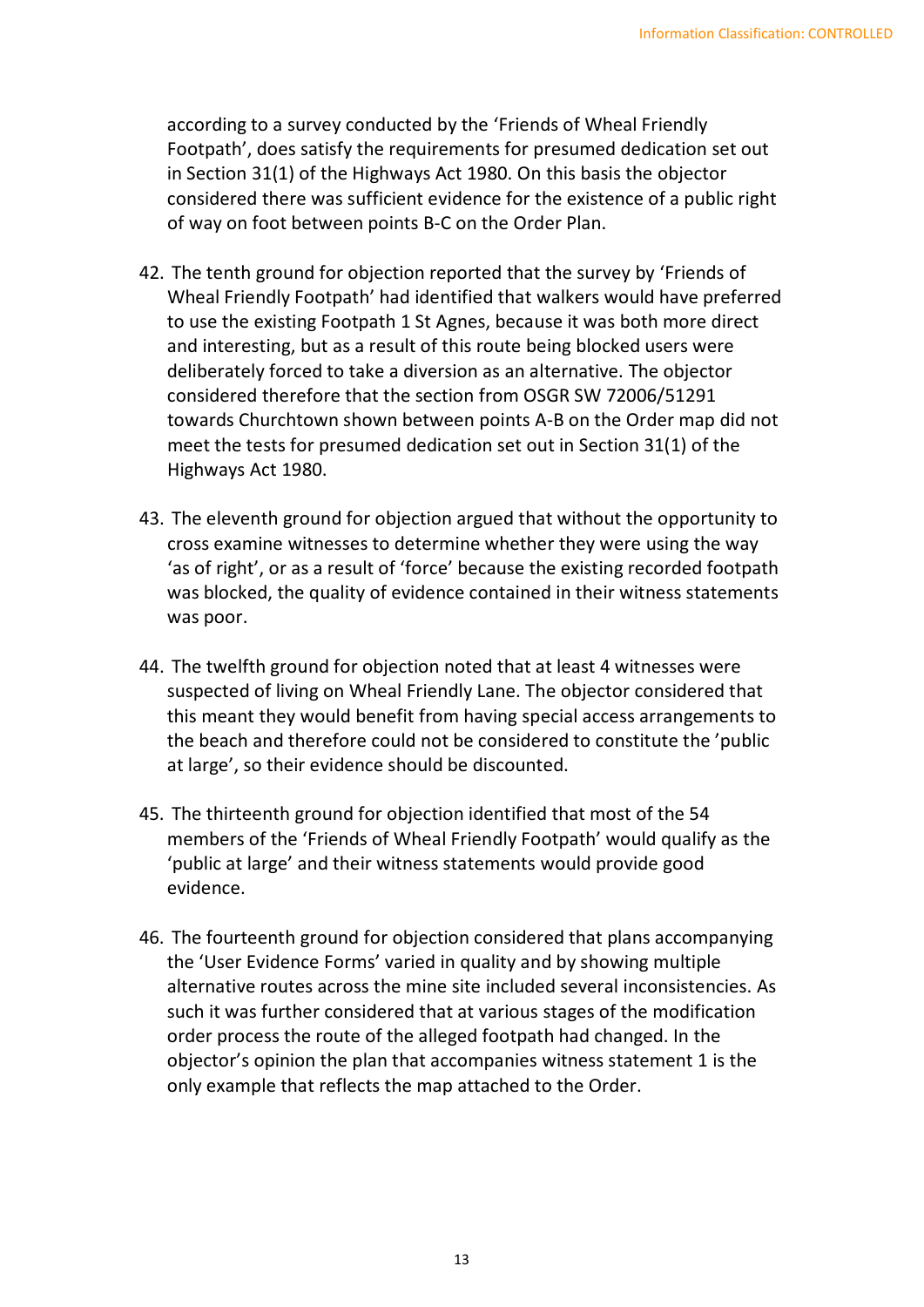according to a survey conducted by the 'Friends of Wheal Friendly Footpath', does satisfy the requirements for presumed dedication set out in Section 31(1) of the Highways Act 1980. On this basis the objector considered there was sufficient evidence for the existence of a public right of way on foot between points B-C on the Order Plan.

42. The tenth ground for objection reported that the survey by 'Friends of Wheal Friendly Footpath' had identified that walkers would have preferred to use the existing Footpath 1 St Agnes, because it was both more direct and interesting, but as a result of this route being blocked users were deliberately forced to take a diversion as an alternative. The objector considered therefore that the section from OSGR SW 72006/51291 towards Churchtown shown between points A-B on the Order map did not meet the tests for presumed dedication set out in Section 31(1) of the Highways Act 1980.

43. The eleventh ground for objection argued that without the opportunity to cross examine witnesses to determine whether they were using the way 'as of right', or as a result of 'force' because the existing recorded footpath was blocked, the quality of evidence contained in their witness statements was poor.

44. The twelfth ground for objection noted that at least 4 witnesses were suspected of living on Wheal Friendly Lane. The objector considered that this meant they would benefit from having special access arrangements to the beach and therefore could not be considered to constitute the 'public at large', so their evidence should be discounted.

45. The thirteenth ground for objection identified that most of the 54 members of the 'Friends of Wheal Friendly Footpath' would qualify as the 'public at large' and their witness statements would provide good evidence.

46. The fourteenth ground for objection considered that plans accompanying the 'User Evidence Forms' varied in quality and by showing multiple alternative routes across the mine site included several inconsistencies. As such it was further considered that at various stages of the modification order process the route of the alleged footpath had changed. In the objector's opinion the plan that accompanies witness statement 1 is the only example that reflects the map attached to the Order.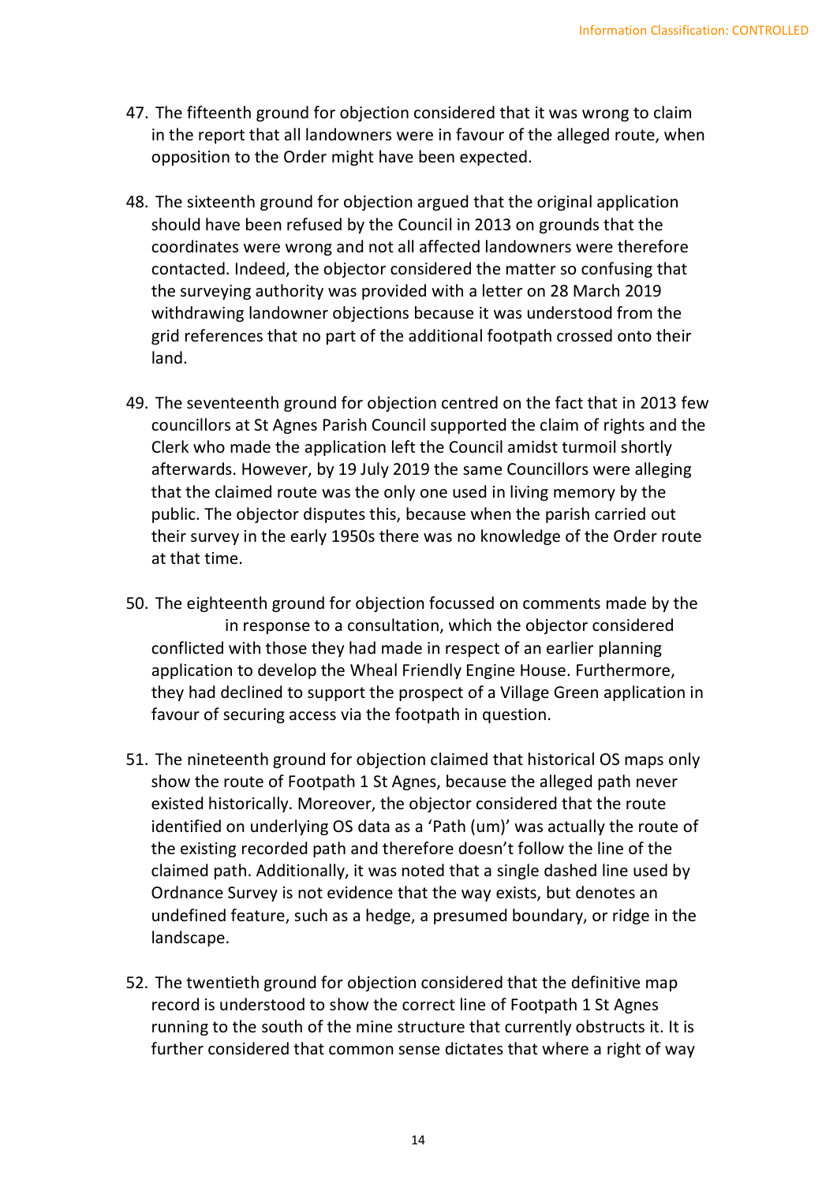47. The fifteenth ground for objection considered that it was wrong to claim in the report that all landowners were in favour of the alleged route, when opposition to the Order might have been expected.

48. The sixteenth ground for objection argued that the original application should have been refused by the Council in 2013 on grounds that the coordinates were wrong and not all affected landowners were therefore contacted. Indeed, the objector considered the matter so confusing that the surveying authority was provided with a letter on 28 March 2019 withdrawing landowner objections because it was understood from the grid references that no part of the additional footpath crossed onto their land.

49. The seventeenth ground for objection centred on the fact that in 2013 few councillors at St Agnes Parish Council supported the claim of rights and the Clerk who made the application left the Council amidst turmoil shortly afterwards. However, by 19 July 2019 the same Councillors were alleging that the claimed route was the only one used in living memory by the public. The objector disputes this, because when the parish carried out their survey in the early 1950s there was no knowledge of the Order route at that time.

50. The eighteenth ground for objection focussed on comments made by the in response to a consultation, which the objector considered conflicted with those they had made in respect of an earlier planning application to develop the Wheal Friendly Engine House. Furthermore, they had declined to support the prospect of a Village Green application in favour of securing access via the footpath in question.

51. The nineteenth ground for objection claimed that historical OS maps only show the route of Footpath 1 St Agnes, because the alleged path never existed historically. Moreover, the objector considered that the route identified on underlying OS data as a 'Path (um)' was actually the route of the existing recorded path and therefore doesn't follow the line of the claimed path. Additionally, it was noted that a single dashed line used by Ordnance Survey is not evidence that the way exists, but denotes an undefined feature, such as a hedge, a presumed boundary, or ridge in the landscape.

52. The twentieth ground for objection considered that the definitive map record is understood to show the correct line of Footpath 1 St Agnes running to the south of the mine structure that currently obstructs it. It is further considered that common sense dictates that where a right of way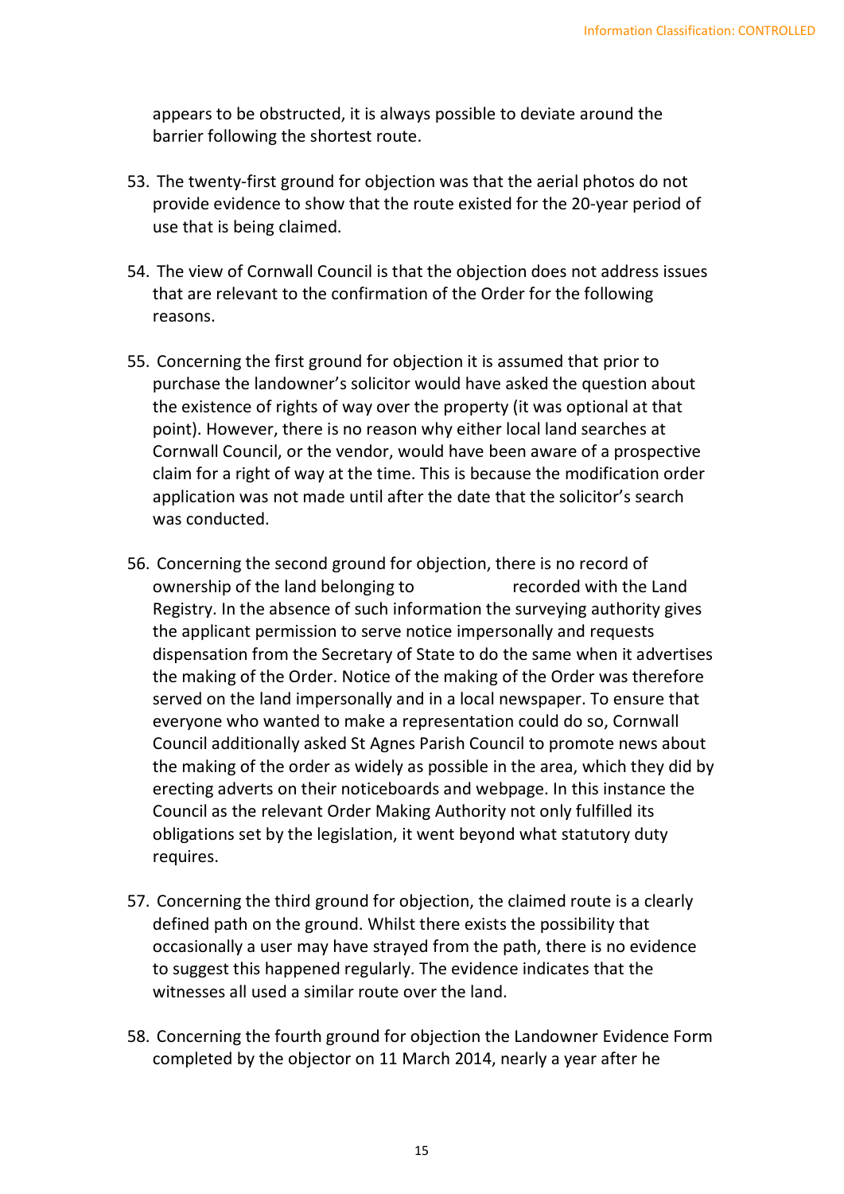appears to be obstructed, it is always possible to deviate around the barrier following the shortest route.

53. The twenty-first ground for objection was that the aerial photos do not provide evidence to show that the route existed for the 20-year period of use that is being claimed.

54. The view of Cornwall Council is that the objection does not address issues that are relevant to the confirmation of the Order for the following reasons.

55. Concerning the first ground for objection it is assumed that prior to purchase the landowner's solicitor would have asked the question about the existence of rights of way over the property (it was optional at that point). However, there is no reason why either local land searches at Cornwall Council, or the vendor, would have been aware of a prospective claim for a right of way at the time. This is because the modification order application was not made until after the date that the solicitor's search was conducted.

56. Concerning the second ground for objection, there is no record of ownership of the land belonging to                recorded with the Land Registry. In the absence of such information the surveying authority gives the applicant permission to serve notice impersonally and requests dispensation from the Secretary of State to do the same when it advertises the making of the Order. Notice of the making of the Order was therefore served on the land impersonally and in a local newspaper. To ensure that everyone who wanted to make a representation could do so, Cornwall Council additionally asked St Agnes Parish Council to promote news about the making of the order as widely as possible in the area, which they did by erecting adverts on their noticeboards and webpage. In this instance the Council as the relevant Order Making Authority not only fulfilled its obligations set by the legislation, it went beyond what statutory duty requires.

57. Concerning the third ground for objection, the claimed route is a clearly defined path on the ground. Whilst there exists the possibility that occasionally a user may have strayed from the path, there is no evidence to suggest this happened regularly. The evidence indicates that the witnesses all used a similar route over the land.

58. Concerning the fourth ground for objection the Landowner Evidence Form completed by the objector on 11 March 2014, nearly a year after he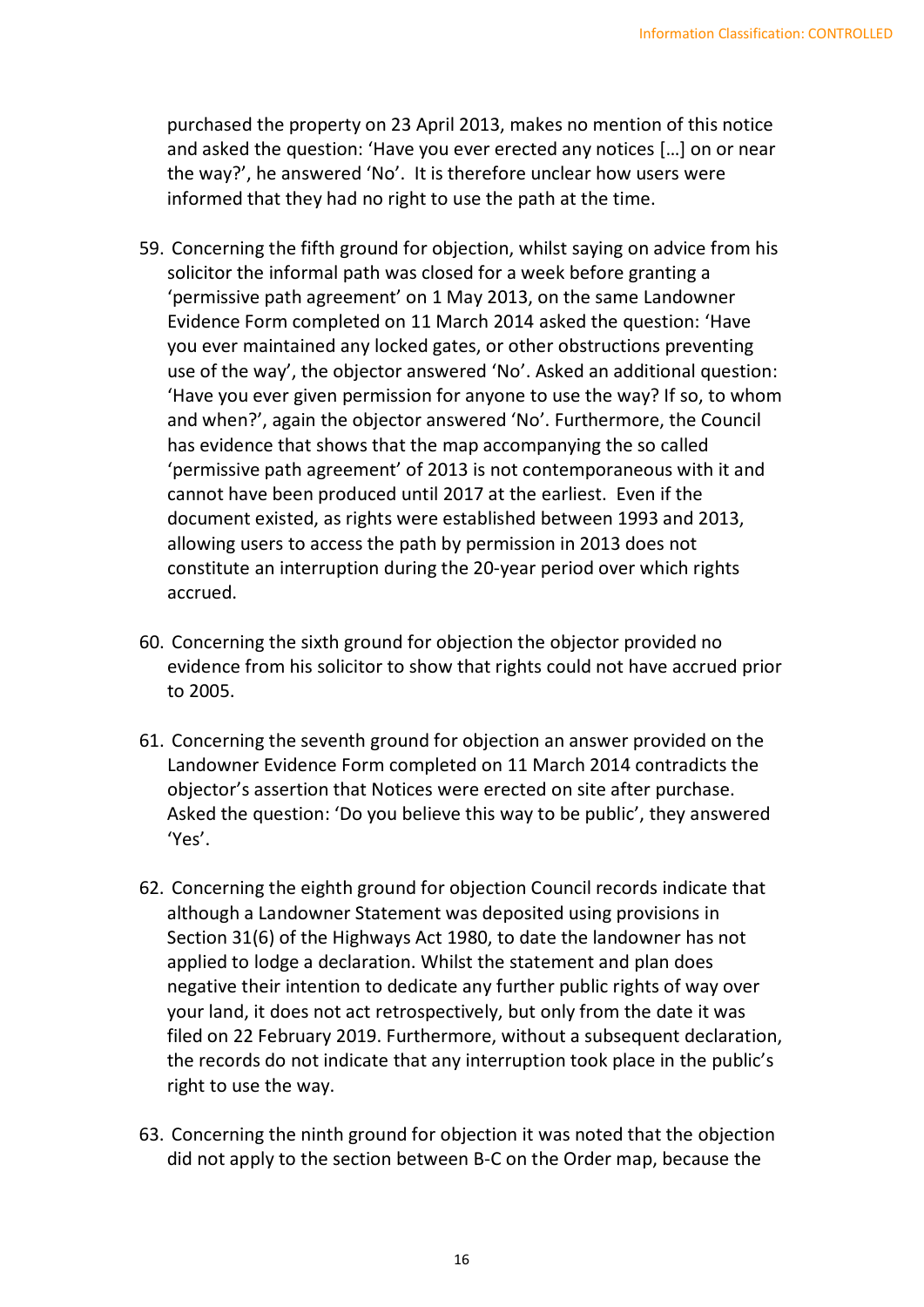purchased the property on 23 April 2013, makes no mention of this notice and asked the question: 'Have you ever erected any notices […] on or near the way?', he answered 'No'. It is therefore unclear how users were informed that they had no right to use the path at the time.

59. Concerning the fifth ground for objection, whilst saying on advice from his solicitor the informal path was closed for a week before granting a 'permissive path agreement' on 1 May 2013, on the same Landowner Evidence Form completed on 11 March 2014 asked the question: 'Have you ever maintained any locked gates, or other obstructions preventing use of the way', the objector answered 'No'. Asked an additional question: 'Have you ever given permission for anyone to use the way? If so, to whom and when?', again the objector answered 'No'. Furthermore, the Council has evidence that shows that the map accompanying the so called 'permissive path agreement' of 2013 is not contemporaneous with it and cannot have been produced until 2017 at the earliest. Even if the document existed, as rights were established between 1993 and 2013, allowing users to access the path by permission in 2013 does not constitute an interruption during the 20-year period over which rights accrued.

60. Concerning the sixth ground for objection the objector provided no evidence from his solicitor to show that rights could not have accrued prior to 2005.

61. Concerning the seventh ground for objection an answer provided on the Landowner Evidence Form completed on 11 March 2014 contradicts the objector's assertion that Notices were erected on site after purchase. Asked the question: 'Do you believe this way to be public', they answered 'Yes'.

62. Concerning the eighth ground for objection Council records indicate that although a Landowner Statement was deposited using provisions in Section 31(6) of the Highways Act 1980, to date the landowner has not applied to lodge a declaration. Whilst the statement and plan does negative their intention to dedicate any further public rights of way over your land, it does not act retrospectively, but only from the date it was filed on 22 February 2019. Furthermore, without a subsequent declaration, the records do not indicate that any interruption took place in the public's right to use the way.

63. Concerning the ninth ground for objection it was noted that the objection did not apply to the section between B-C on the Order map, because the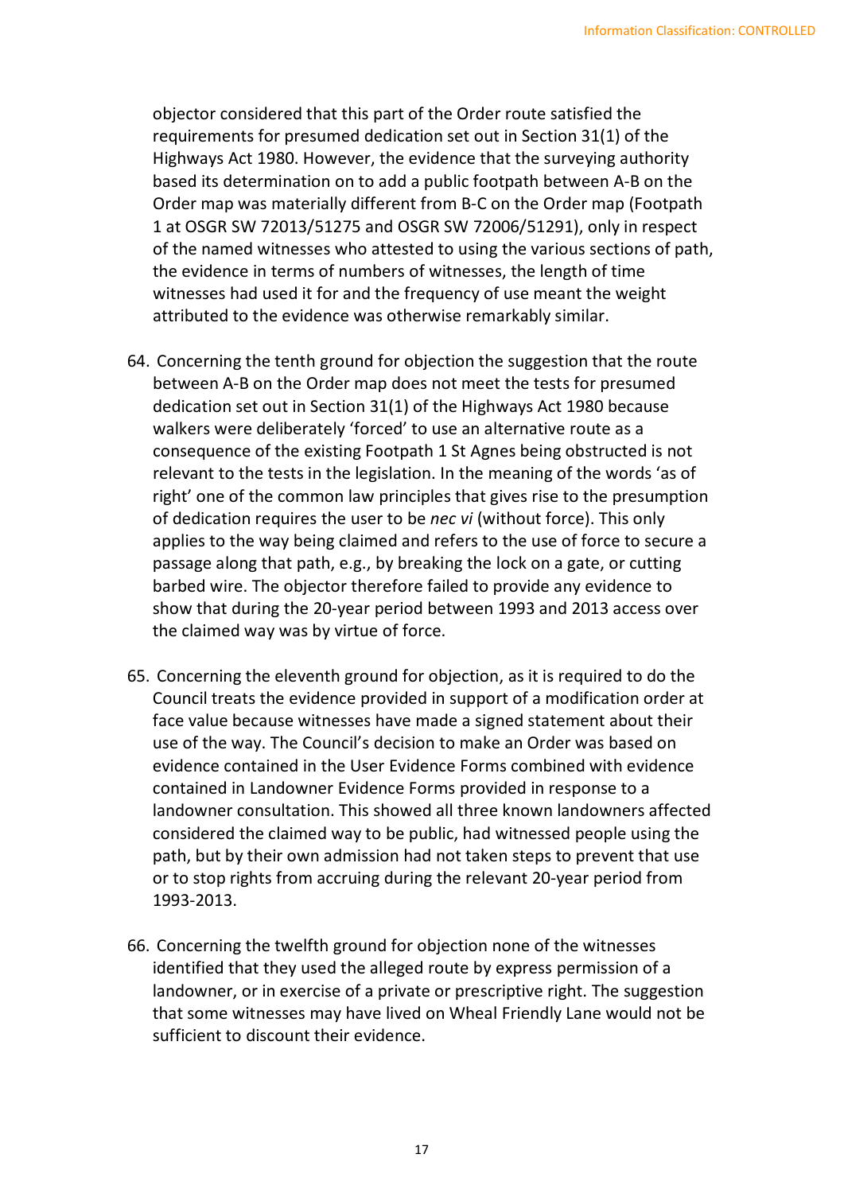objector considered that this part of the Order route satisfied the requirements for presumed dedication set out in Section 31(1) of the Highways Act 1980. However, the evidence that the surveying authority based its determination on to add a public footpath between A-B on the Order map was materially different from B-C on the Order map (Footpath 1 at OSGR SW 72013/51275 and OSGR SW 72006/51291), only in respect of the named witnesses who attested to using the various sections of path, the evidence in terms of numbers of witnesses, the length of time witnesses had used it for and the frequency of use meant the weight attributed to the evidence was otherwise remarkably similar.

64. Concerning the tenth ground for objection the suggestion that the route between A-B on the Order map does not meet the tests for presumed dedication set out in Section 31(1) of the Highways Act 1980 because walkers were deliberately 'forced' to use an alternative route as a consequence of the existing Footpath 1 St Agnes being obstructed is not relevant to the tests in the legislation. In the meaning of the words 'as of right' one of the common law principles that gives rise to the presumption of dedication requires the user to be *nec vi* (without force). This only applies to the way being claimed and refers to the use of force to secure a passage along that path, e.g., by breaking the lock on a gate, or cutting barbed wire. The objector therefore failed to provide any evidence to show that during the 20-year period between 1993 and 2013 access over the claimed way was by virtue of force.

65. Concerning the eleventh ground for objection, as it is required to do the Council treats the evidence provided in support of a modification order at face value because witnesses have made a signed statement about their use of the way. The Council's decision to make an Order was based on evidence contained in the User Evidence Forms combined with evidence contained in Landowner Evidence Forms provided in response to a landowner consultation. This showed all three known landowners affected considered the claimed way to be public, had witnessed people using the path, but by their own admission had not taken steps to prevent that use or to stop rights from accruing during the relevant 20-year period from 1993-2013.

66. Concerning the twelfth ground for objection none of the witnesses identified that they used the alleged route by express permission of a landowner, or in exercise of a private or prescriptive right. The suggestion that some witnesses may have lived on Wheal Friendly Lane would not be sufficient to discount their evidence.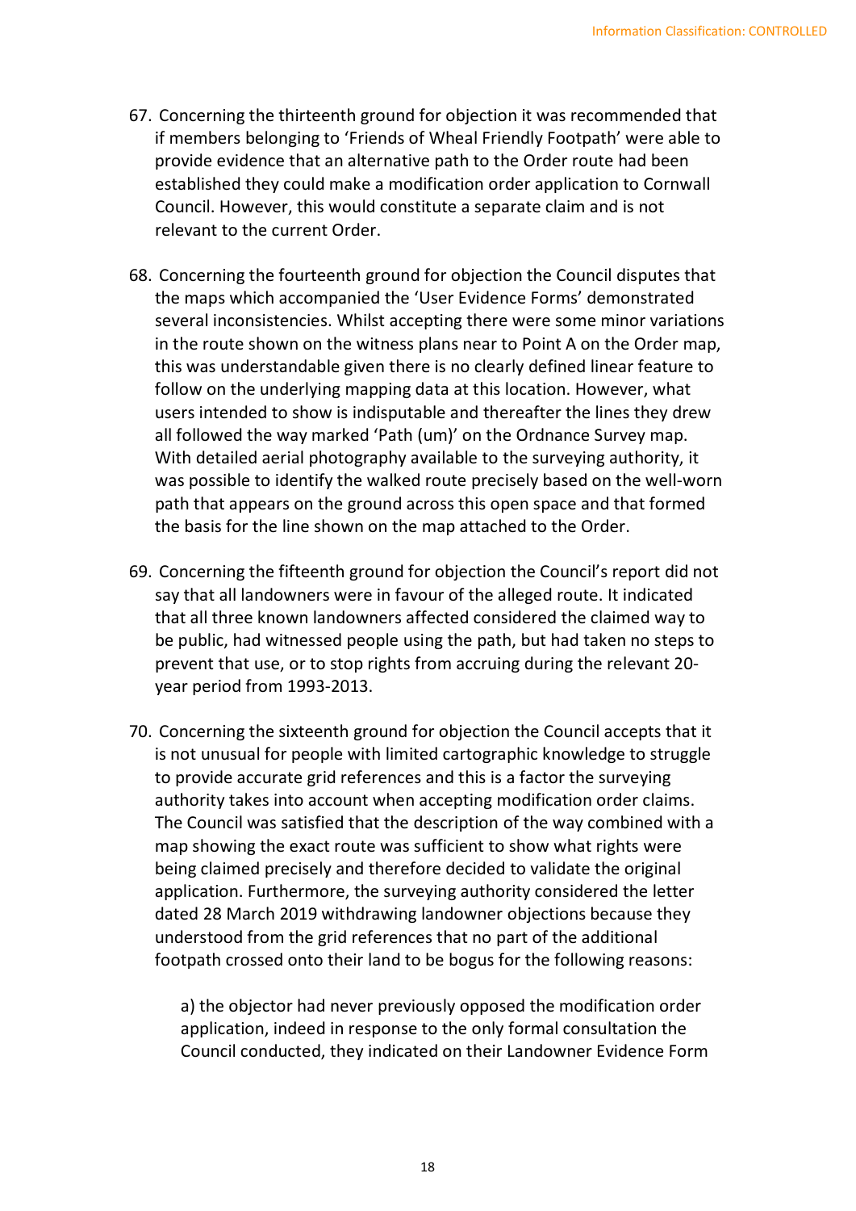67. Concerning the thirteenth ground for objection it was recommended that if members belonging to 'Friends of Wheal Friendly Footpath' were able to provide evidence that an alternative path to the Order route had been established they could make a modification order application to Cornwall Council. However, this would constitute a separate claim and is not relevant to the current Order.

68. Concerning the fourteenth ground for objection the Council disputes that the maps which accompanied the 'User Evidence Forms' demonstrated several inconsistencies. Whilst accepting there were some minor variations in the route shown on the witness plans near to Point A on the Order map, this was understandable given there is no clearly defined linear feature to follow on the underlying mapping data at this location. However, what users intended to show is indisputable and thereafter the lines they drew all followed the way marked 'Path (um)' on the Ordnance Survey map. With detailed aerial photography available to the surveying authority, it was possible to identify the walked route precisely based on the well-worn path that appears on the ground across this open space and that formed the basis for the line shown on the map attached to the Order.

69. Concerning the fifteenth ground for objection the Council's report did not say that all landowners were in favour of the alleged route. It indicated that all three known landowners affected considered the claimed way to be public, had witnessed people using the path, but had taken no steps to prevent that use, or to stop rights from accruing during the relevant 20-year period from 1993-2013.

70. Concerning the sixteenth ground for objection the Council accepts that it is not unusual for people with limited cartographic knowledge to struggle to provide accurate grid references and this is a factor the surveying authority takes into account when accepting modification order claims. The Council was satisfied that the description of the way combined with a map showing the exact route was sufficient to show what rights were being claimed precisely and therefore decided to validate the original application. Furthermore, the surveying authority considered the letter dated 28 March 2019 withdrawing landowner objections because they understood from the grid references that no part of the additional footpath crossed onto their land to be bogus for the following reasons:

    a) the objector had never previously opposed the modification order application, indeed in response to the only formal consultation the Council conducted, they indicated on their Landowner Evidence Form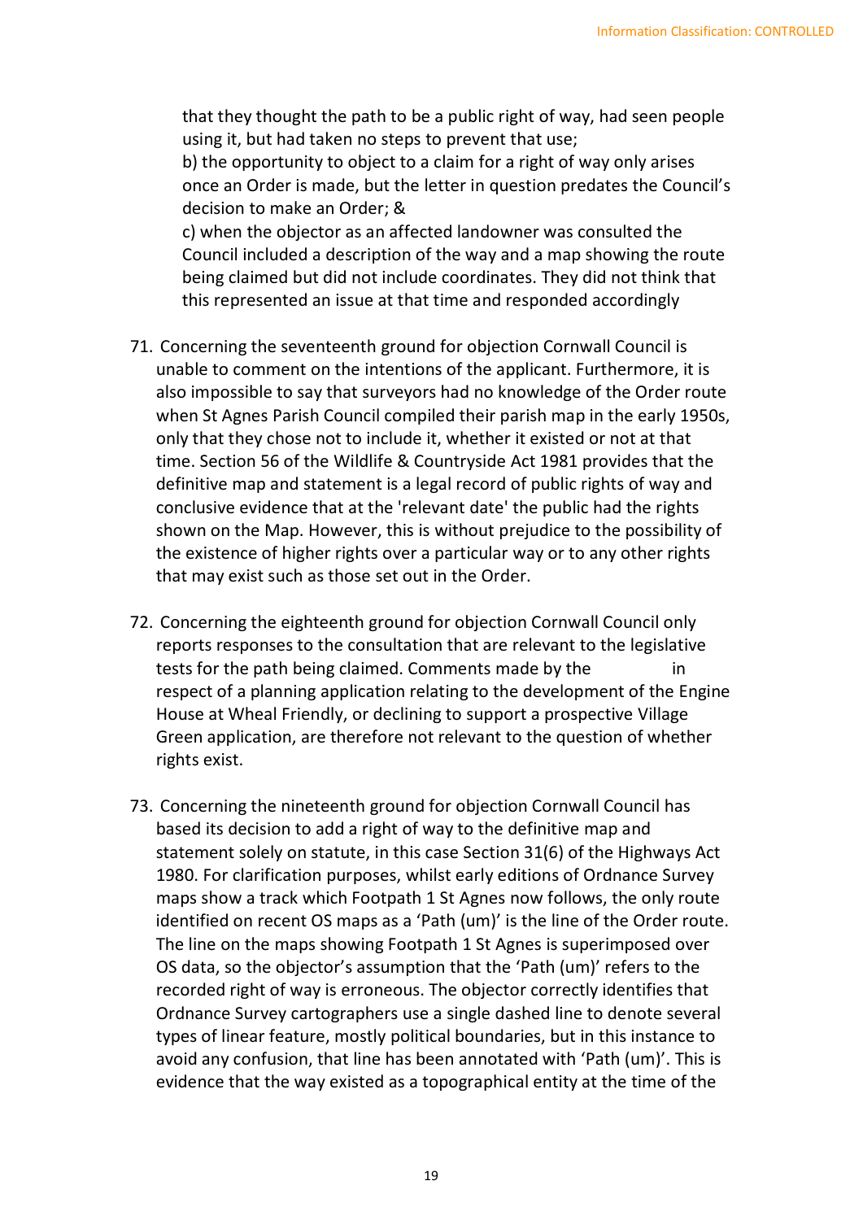that they thought the path to be a public right of way, had seen people using it, but had taken no steps to prevent that use;

b) the opportunity to object to a claim for a right of way only arises once an Order is made, but the letter in question predates the Council's decision to make an Order; &

c) when the objector as an affected landowner was consulted the Council included a description of the way and a map showing the route being claimed but did not include coordinates. They did not think that this represented an issue at that time and responded accordingly

71. Concerning the seventeenth ground for objection Cornwall Council is unable to comment on the intentions of the applicant. Furthermore, it is also impossible to say that surveyors had no knowledge of the Order route when St Agnes Parish Council compiled their parish map in the early 1950s, only that they chose not to include it, whether it existed or not at that time. Section 56 of the Wildlife & Countryside Act 1981 provides that the definitive map and statement is a legal record of public rights of way and conclusive evidence that at the 'relevant date' the public had the rights shown on the Map. However, this is without prejudice to the possibility of the existence of higher rights over a particular way or to any other rights that may exist such as those set out in the Order.

72. Concerning the eighteenth ground for objection Cornwall Council only reports responses to the consultation that are relevant to the legislative tests for the path being claimed. Comments made by the in respect of a planning application relating to the development of the Engine House at Wheal Friendly, or declining to support a prospective Village Green application, are therefore not relevant to the question of whether rights exist.

73. Concerning the nineteenth ground for objection Cornwall Council has based its decision to add a right of way to the definitive map and statement solely on statute, in this case Section 31(6) of the Highways Act 1980. For clarification purposes, whilst early editions of Ordnance Survey maps show a track which Footpath 1 St Agnes now follows, the only route identified on recent OS maps as a 'Path (um)' is the line of the Order route. The line on the maps showing Footpath 1 St Agnes is superimposed over OS data, so the objector's assumption that the 'Path (um)' refers to the recorded right of way is erroneous. The objector correctly identifies that Ordnance Survey cartographers use a single dashed line to denote several types of linear feature, mostly political boundaries, but in this instance to avoid any confusion, that line has been annotated with 'Path (um)'. This is evidence that the way existed as a topographical entity at the time of the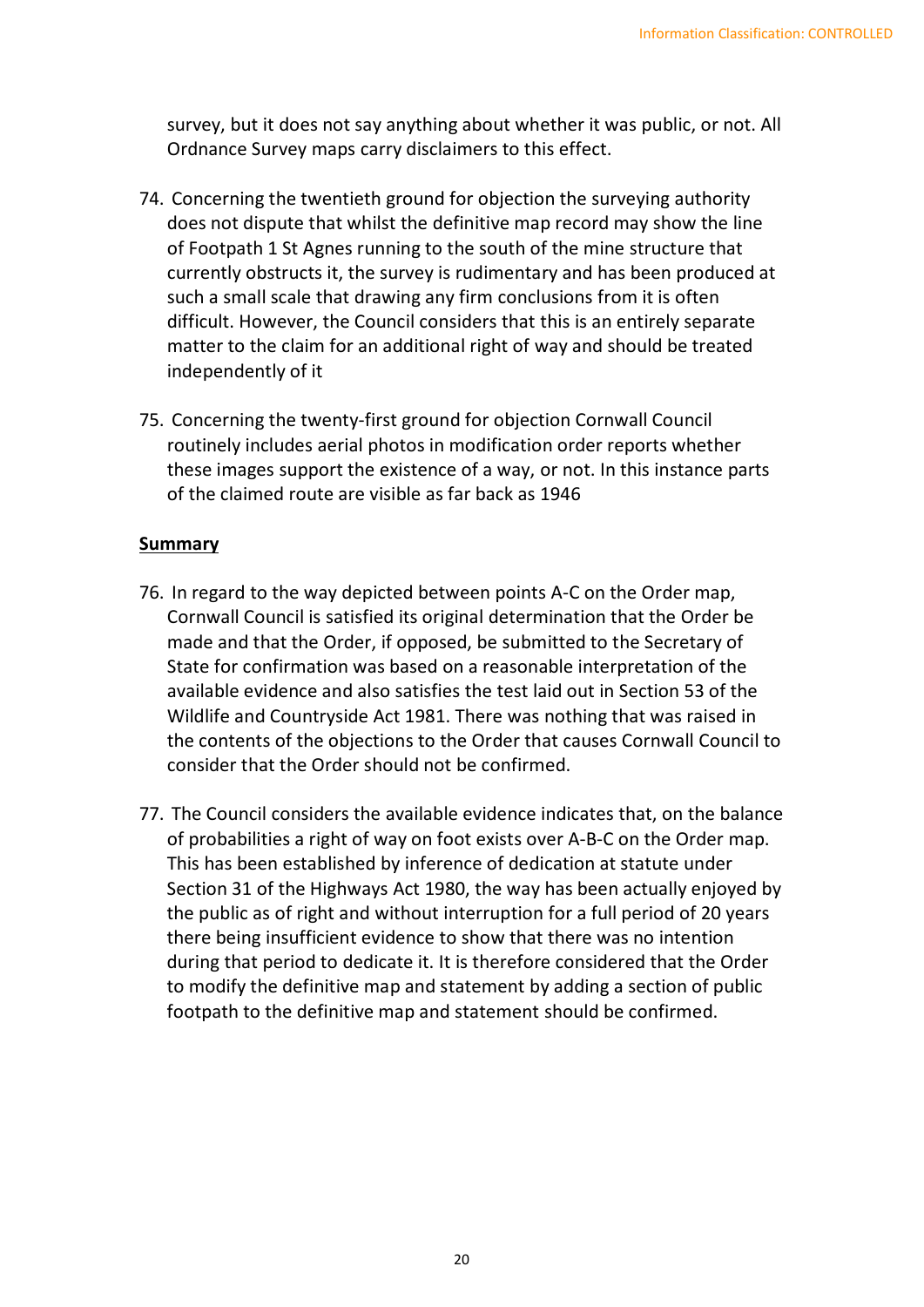survey, but it does not say anything about whether it was public, or not. All Ordnance Survey maps carry disclaimers to this effect.

74. Concerning the twentieth ground for objection the surveying authority does not dispute that whilst the definitive map record may show the line of Footpath 1 St Agnes running to the south of the mine structure that currently obstructs it, the survey is rudimentary and has been produced at such a small scale that drawing any firm conclusions from it is often difficult. However, the Council considers that this is an entirely separate matter to the claim for an additional right of way and should be treated independently of it

75. Concerning the twenty-first ground for objection Cornwall Council routinely includes aerial photos in modification order reports whether these images support the existence of a way, or not. In this instance parts of the claimed route are visible as far back as 1946

**Summary**

76. In regard to the way depicted between points A-C on the Order map, Cornwall Council is satisfied its original determination that the Order be made and that the Order, if opposed, be submitted to the Secretary of State for confirmation was based on a reasonable interpretation of the available evidence and also satisfies the test laid out in Section 53 of the Wildlife and Countryside Act 1981. There was nothing that was raised in the contents of the objections to the Order that causes Cornwall Council to consider that the Order should not be confirmed.

77. The Council considers the available evidence indicates that, on the balance of probabilities a right of way on foot exists over A-B-C on the Order map. This has been established by inference of dedication at statute under Section 31 of the Highways Act 1980, the way has been actually enjoyed by the public as of right and without interruption for a full period of 20 years there being insufficient evidence to show that there was no intention during that period to dedicate it. It is therefore considered that the Order to modify the definitive map and statement by adding a section of public footpath to the definitive map and statement should be confirmed.